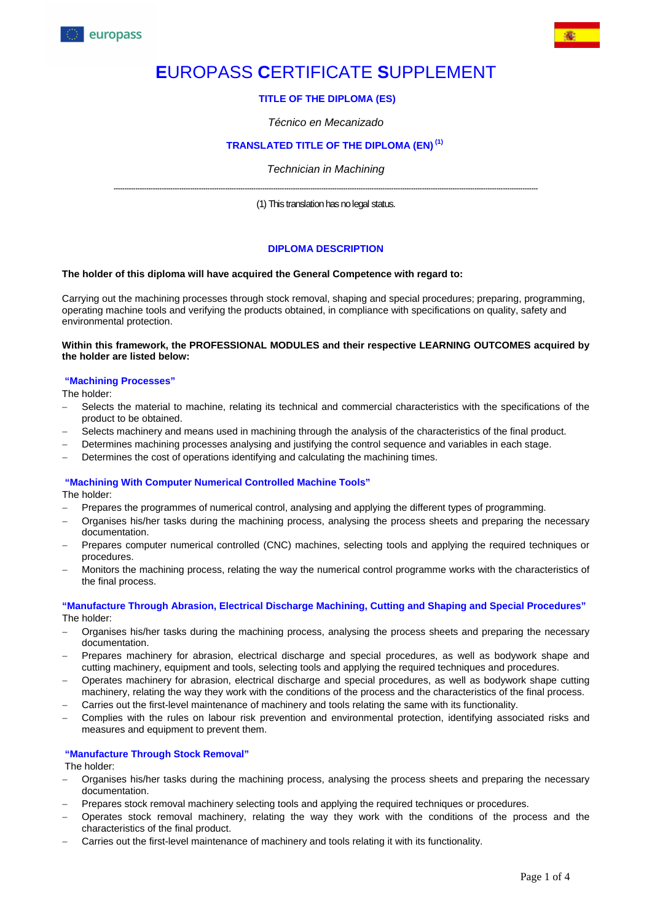europass

# EUROPASS CERTIFICATE SUPPLEMENT

### TITLE OF THE DIPLOMA (ES)

*Técnico en Mecanizado*

### TRANSLATED TITLE OF THE DIPLOMA (EN) (1)

*Technician in Machining*

---

(1) This translation has no legal status.

## DIPLOMA DESCRIPTION

**The holder of this diploma will have acquired the General Competence with regard to:**

Carrying out the machining processes through stock removal, shaping and special procedures; preparing, programming, operating machine tools and verifying the products obtained, in compliance with specifications on quality, safety and environmental protection.

**Within this framework, the PROFESSIONAL MODULES and their respective LEARNING OUTCOMES acquired by the holder are listed below:**

### "Machining Processes"

The holder:

- Selects the material to machine, relating its technical and commercial characteristics with the specifications of the product to be obtained.
- Selects machinery and means used in machining through the analysis of the characteristics of the final product.
- Determines machining processes analysing and justifying the control sequence and variables in each stage.
- Determines the cost of operations identifying and calculating the machining times.

### "Machining With Computer Numerical Controlled Machine Tools"

The holder:

- Prepares the programmes of numerical control, analysing and applying the different types of programming.
- Organises his/her tasks during the machining process, analysing the process sheets and preparing the necessary documentation.
- Prepares computer numerical controlled (CNC) machines, selecting tools and applying the required techniques or procedures.
- Monitors the machining process, relating the way the numerical control programme works with the characteristics of the final process.

### "Manufacture Through Abrasion, Electrical Discharge Machining, Cutting and Shaping and Special Procedures"

The holder:

- Organises his/her tasks during the machining process, analysing the process sheets and preparing the necessary documentation.
- Prepares machinery for abrasion, electrical discharge and special procedures, as well as bodywork shape and cutting machinery, equipment and tools, selecting tools and applying the required techniques and procedures.
- Operates machinery for abrasion, electrical discharge and special procedures, as well as bodywork shape cutting machinery, relating the way they work with the conditions of the process and the characteristics of the final process.
- Carries out the first-level maintenance of machinery and tools relating the same with its functionality.
- Complies with the rules on labour risk prevention and environmental protection, identifying associated risks and measures and equipment to prevent them.

### "Manufacture Through Stock Removal"

The holder:

- Organises his/her tasks during the machining process, analysing the process sheets and preparing the necessary documentation.
- Prepares stock removal machinery selecting tools and applying the required techniques or procedures.
- Operates stock removal machinery, relating the way they work with the conditions of the process and the characteristics of the final product.
- Carries out the first-level maintenance of machinery and tools relating it with its functionality.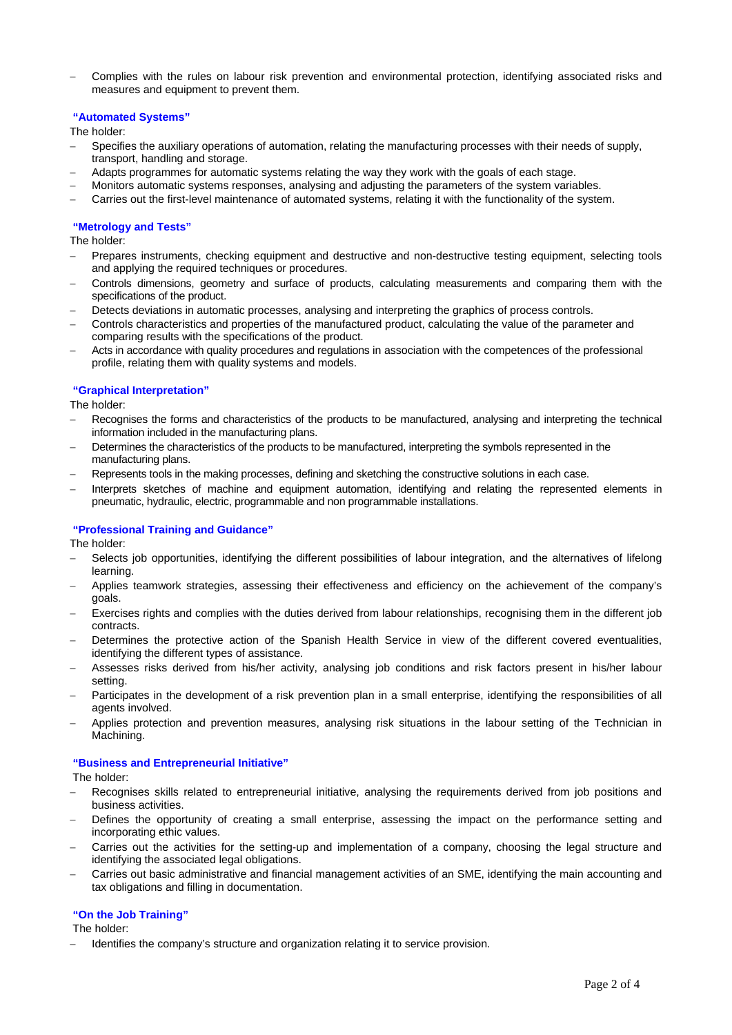- Complies with the rules on labour risk prevention and environmental protection, identifying associated risks and measures and equipment to prevent them.

**"Automated Systems"**

The holder:

- Specifies the auxiliary operations of automation, relating the manufacturing processes with their needs of supply, transport, handling and storage.
- Adapts programmes for automatic systems relating the way they work with the goals of each stage.
- Monitors automatic systems responses, analysing and adjusting the parameters of the system variables.
- Carries out the first-level maintenance of automated systems, relating it with the functionality of the system.

**"Metrology and Tests"**

The holder:

- Prepares instruments, checking equipment and destructive and non-destructive testing equipment, selecting tools and applying the required techniques or procedures.
- Controls dimensions, geometry and surface of products, calculating measurements and comparing them with the specifications of the product.
- Detects deviations in automatic processes, analysing and interpreting the graphics of process controls.
- Controls characteristics and properties of the manufactured product, calculating the value of the parameter and comparing results with the specifications of the product.
- Acts in accordance with quality procedures and regulations in association with the competences of the professional profile, relating them with quality systems and models.

**"Graphical Interpretation"**

The holder:

- Recognises the forms and characteristics of the products to be manufactured, analysing and interpreting the technical information included in the manufacturing plans.
- Determines the characteristics of the products to be manufactured, interpreting the symbols represented in the manufacturing plans.
- Represents tools in the making processes, defining and sketching the constructive solutions in each case.
- Interprets sketches of machine and equipment automation, identifying and relating the represented elements in pneumatic, hydraulic, electric, programmable and non programmable installations.

**"Professional Training and Guidance"**

The holder:

- Selects job opportunities, identifying the different possibilities of labour integration, and the alternatives of lifelong learning.
- Applies teamwork strategies, assessing their effectiveness and efficiency on the achievement of the company's goals.
- Exercises rights and complies with the duties derived from labour relationships, recognising them in the different job contracts.
- Determines the protective action of the Spanish Health Service in view of the different covered eventualities, identifying the different types of assistance.
- Assesses risks derived from his/her activity, analysing job conditions and risk factors present in his/her labour setting.
- Participates in the development of a risk prevention plan in a small enterprise, identifying the responsibilities of all agents involved.
- Applies protection and prevention measures, analysing risk situations in the labour setting of the Technician in Machining.

**"Business and Entrepreneurial Initiative"**

The holder:

- Recognises skills related to entrepreneurial initiative, analysing the requirements derived from job positions and business activities.
- Defines the opportunity of creating a small enterprise, assessing the impact on the performance setting and incorporating ethic values.
- Carries out the activities for the setting-up and implementation of a company, choosing the legal structure and identifying the associated legal obligations.
- Carries out basic administrative and financial management activities of an SME, identifying the main accounting and tax obligations and filling in documentation.

**"On the Job Training"**

The holder:

- Identifies the company's structure and organization relating it to service provision.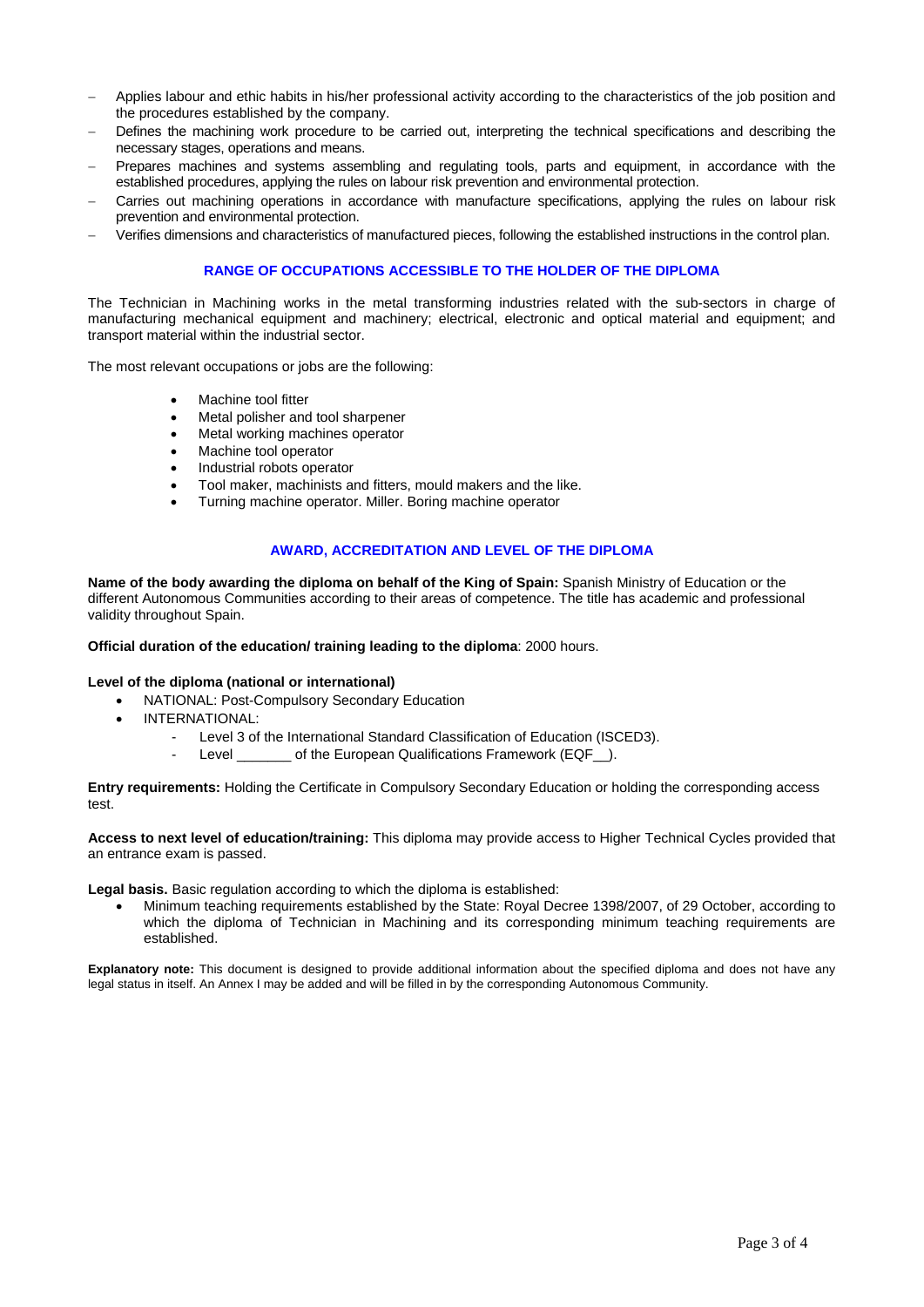- Applies labour and ethic habits in his/her professional activity according to the characteristics of the job position and the procedures established by the company.
- Defines the machining work procedure to be carried out, interpreting the technical specifications and describing the necessary stages, operations and means.
- Prepares machines and systems assembling and regulating tools, parts and equipment, in accordance with the established procedures, applying the rules on labour risk prevention and environmental protection.
- Carries out machining operations in accordance with manufacture specifications, applying the rules on labour risk prevention and environmental protection.
- Verifies dimensions and characteristics of manufactured pieces, following the established instructions in the control plan.

## RANGE OF OCCUPATIONS ACCESSIBLE TO THE HOLDER OF THE DIPLOMA

The Technician in Machining works in the metal transforming industries related with the sub-sectors in charge of manufacturing mechanical equipment and machinery; electrical, electronic and optical material and equipment; and transport material within the industrial sector.

The most relevant occupations or jobs are the following:

- Machine tool fitter
- Metal polisher and tool sharpener
- Metal working machines operator
- Machine tool operator
- Industrial robots operator
- Tool maker, machinists and fitters, mould makers and the like.
- Turning machine operator. Miller. Boring machine operator

## AWARD, ACCREDITATION AND LEVEL OF THE DIPLOMA

**Name of the body awarding the diploma on behalf of the King of Spain:** Spanish Ministry of Education or the different Autonomous Communities according to their areas of competence. The title has academic and professional validity throughout Spain.

**Official duration of the education/ training leading to the diploma**: 2000 hours.

**Level of the diploma (national or international)**

- NATIONAL: Post-Compulsory Secondary Education
- INTERNATIONAL:
  - Level 3 of the International Standard Classification of Education (ISCED3).
  - Level _______ of the European Qualifications Framework (EQF__).

**Entry requirements:** Holding the Certificate in Compulsory Secondary Education or holding the corresponding access test.

**Access to next level of education/training:** This diploma may provide access to Higher Technical Cycles provided that an entrance exam is passed.

**Legal basis.** Basic regulation according to which the diploma is established:

- Minimum teaching requirements established by the State: Royal Decree 1398/2007, of 29 October, according to which the diploma of Technician in Machining and its corresponding minimum teaching requirements are established.

**Explanatory note:** This document is designed to provide additional information about the specified diploma and does not have any legal status in itself. An Annex I may be added and will be filled in by the corresponding Autonomous Community.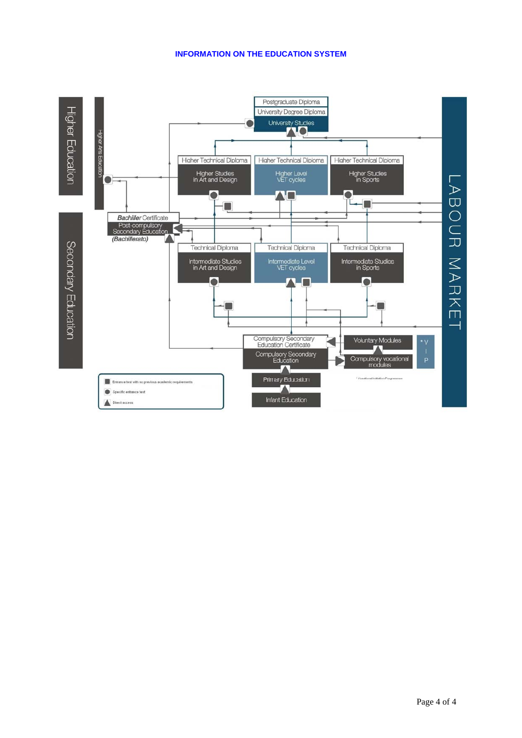**INFORMATION ON THE EDUCATION SYSTEM**

Higher Education

Higher Arts Education

Secondary Education

LABOUR MARKET

Postgraduate Diploma

University Degree Diploma

University Studies

Higher Technical Diploma

Higher Studies in Art and Design

Higher Technical Diploma

Higher Level VET cycles

Higher Technical Diploma

Higher Studies in Sports

*Bachiller* Certificate

Post-compulsory Secondary Education

*(Bachillerato)*

Technical Diploma

Intermediate Studies in Art and Design

Technical Diploma

Intermediate Level VET cycles

Technical Diploma

Intermediate Studies in Sports

Compulsory Secondary Education Certificate

Compulsory Secondary Education

Voluntary Modules

Compulsory vocational modules

\*V I P

\* Vocational Initiation Programmes

Primary Education

Infant Education

■ Entrance test with no previous academic requirements

● Specific entrance test

▲ Direct access